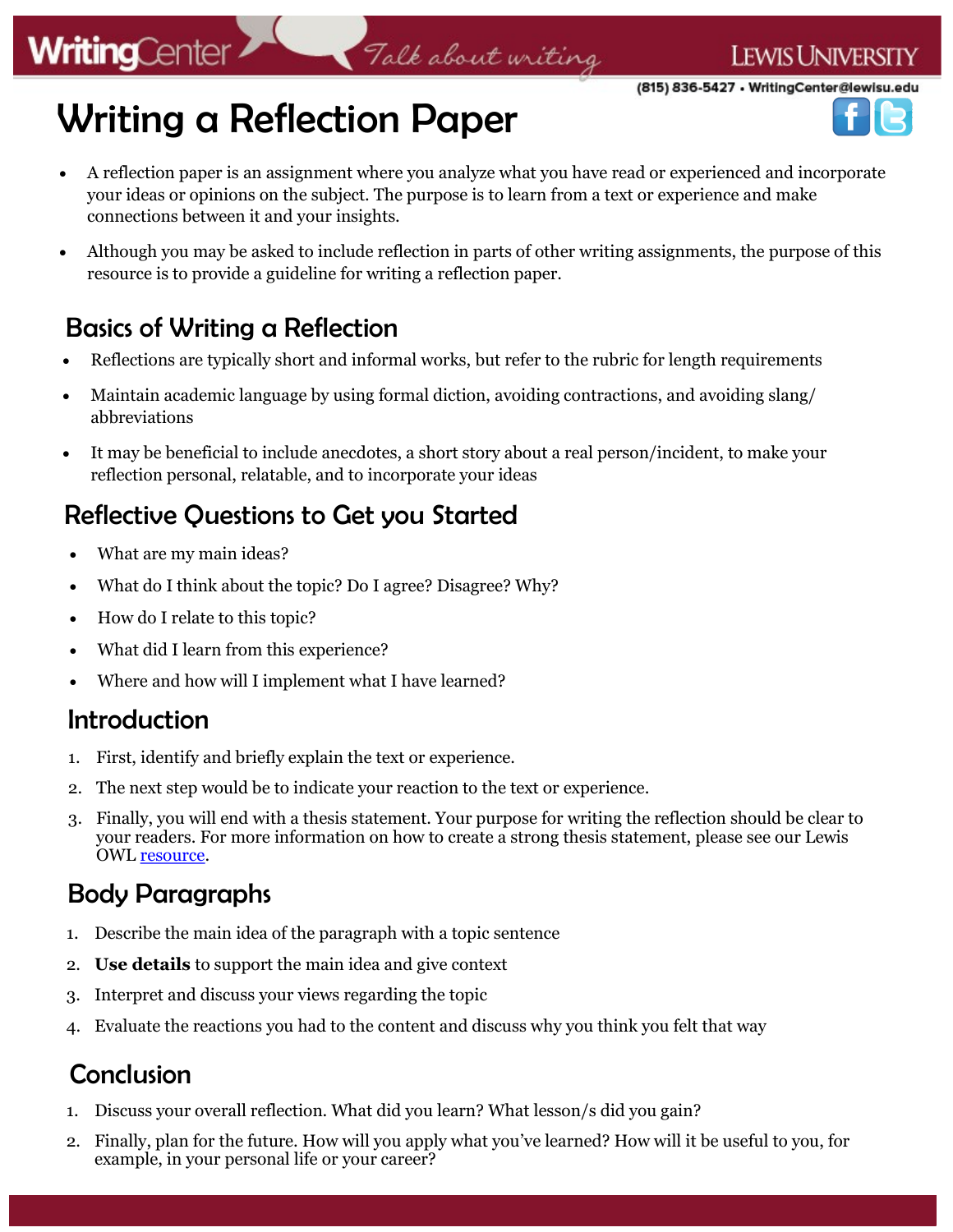# Writing a Reflection Paper

- A reflection paper is an assignment where you analyze what you have read or experienced and incorporate your ideas or opinions on the subject. The purpose is to learn from a text or experience and make connections between it and your insights.
- Although you may be asked to include reflection in parts of other writing assignments, the purpose of this resource is to provide a guideline for writing a reflection paper.

## Basics of Writing a Reflection

- Reflections are typically short and informal works, but refer to the rubric for length requirements
- Maintain academic language by using formal diction, avoiding contractions, and avoiding slang/ abbreviations
- It may be beneficial to include anecdotes, a short story about a real person/incident, to make your reflection personal, relatable, and to incorporate your ideas

## Reflective Questions to Get you Started

- What are my main ideas?
- What do I think about the topic? Do I agree? Disagree? Why?
- How do I relate to this topic?
- What did I learn from this experience?
- Where and how will I implement what I have learned?

## Introduction

1. First, identify and briefly explain the text or experience.
2. The next step would be to indicate your reaction to the text or experience.
3. Finally, you will end with a thesis statement. Your purpose for writing the reflection should be clear to your readers. For more information on how to create a strong thesis statement, please see our Lewis OWL resource.

## Body Paragraphs

1. Describe the main idea of the paragraph with a topic sentence
2. **Use details** to support the main idea and give context
3. Interpret and discuss your views regarding the topic
4. Evaluate the reactions you had to the content and discuss why you think you felt that way

## Conclusion

1. Discuss your overall reflection. What did you learn? What lesson/s did you gain?
2. Finally, plan for the future. How will you apply what you've learned? How will it be useful to you, for example, in your personal life or your career?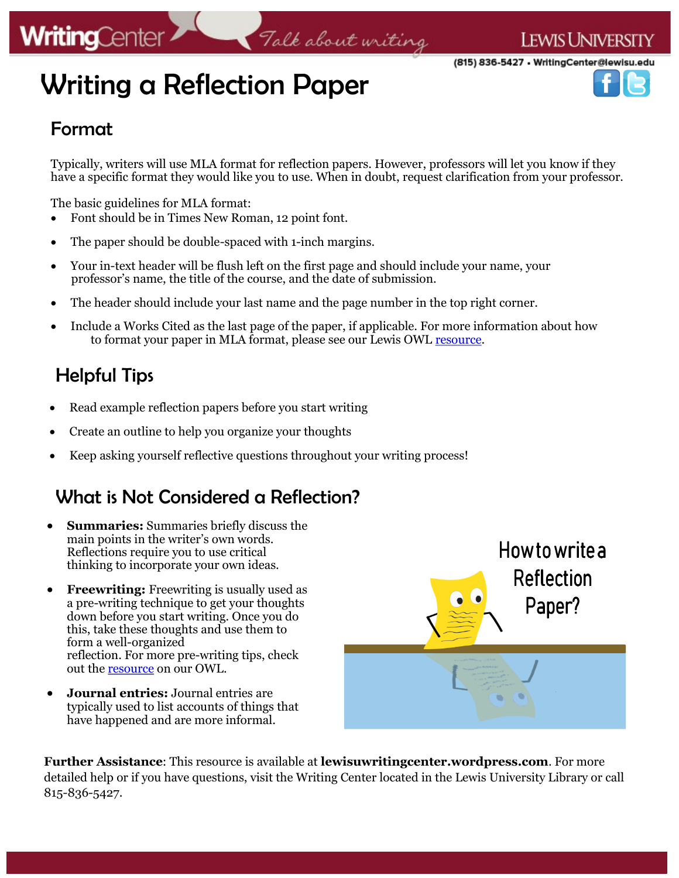# Writing a Reflection Paper

## Format

Typically, writers will use MLA format for reflection papers. However, professors will let you know if they have a specific format they would like you to use. When in doubt, request clarification from your professor.

The basic guidelines for MLA format:

- Font should be in Times New Roman, 12 point font.
- The paper should be double-spaced with 1-inch margins.
- Your in-text header will be flush left on the first page and should include your name, your professor's name, the title of the course, and the date of submission.
- The header should include your last name and the page number in the top right corner.
- Include a Works Cited as the last page of the paper, if applicable. For more information about how to format your paper in MLA format, please see our Lewis OWL resource.

## Helpful Tips

- Read example reflection papers before you start writing
- Create an outline to help you organize your thoughts
- Keep asking yourself reflective questions throughout your writing process!

## What is Not Considered a Reflection?

- **Summaries:** Summaries briefly discuss the main points in the writer's own words. Reflections require you to use critical thinking to incorporate your own ideas.
- **Freewriting:** Freewriting is usually used as a pre-writing technique to get your thoughts down before you start writing. Once you do this, take these thoughts and use them to form a well-organized reflection. For more pre-writing tips, check out the resource on our OWL.
- **Journal entries:** Journal entries are typically used to list accounts of things that have happened and are more informal.

How to write a Reflection Paper?

**Further Assistance**: This resource is available at **lewisuwritingcenter.wordpress.com**. For more detailed help or if you have questions, visit the Writing Center located in the Lewis University Library or call 815-836-5427.